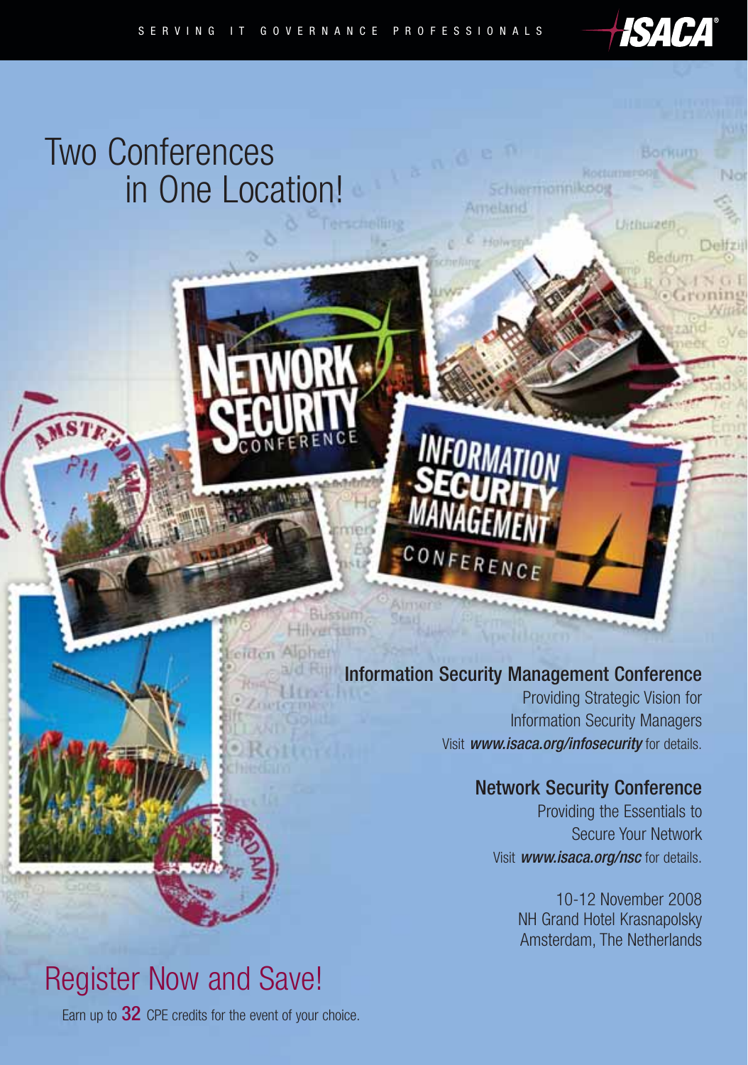SERVING IT GOVERNANCE PROFESSIONALS

ISACA®

# Two Conferences in One Location!

NETWORK SECURITY CONFERENCE

INFORMATION SECURITY MANAGEMENT CONFERENCE

## Information Security Management Conference

Providing Strategic Vision for Information Security Managers

Visit ***www.isaca.org/infosecurity*** for details.

## Network Security Conference

Providing the Essentials to Secure Your Network

Visit ***www.isaca.org/nsc*** for details.

10-12 November 2008
NH Grand Hotel Krasnapolsky
Amsterdam, The Netherlands

# Register Now and Save!

Earn up to **32** CPE credits for the event of your choice.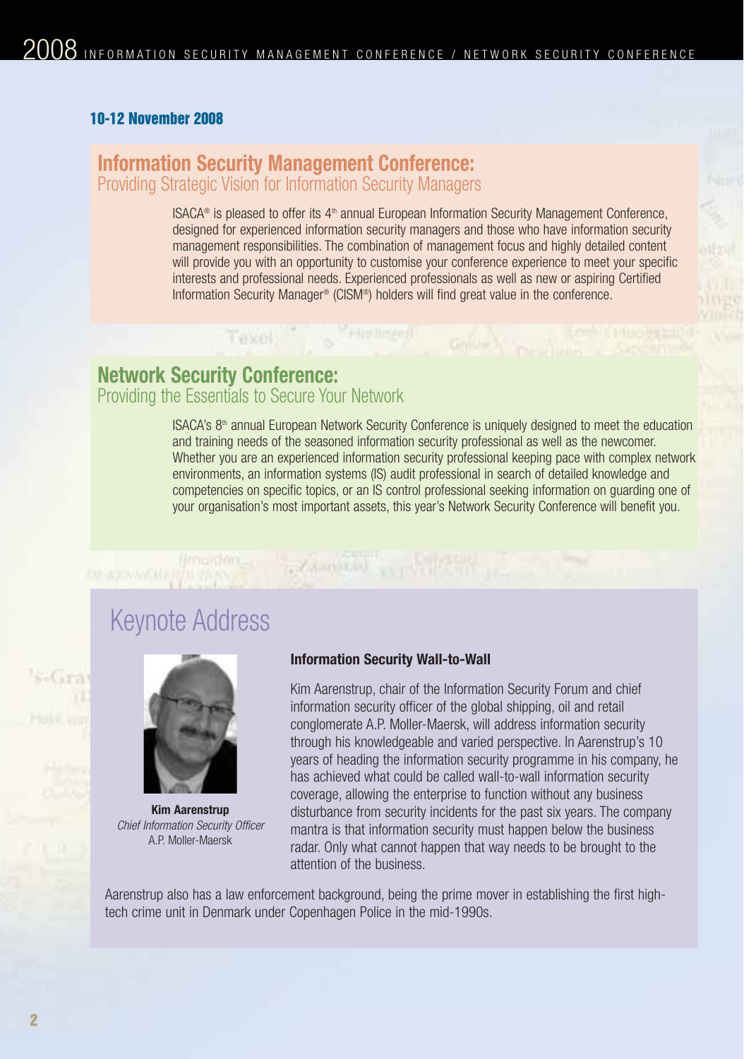**10-12 November 2008**

## Information Security Management Conference:

Providing Strategic Vision for Information Security Managers

ISACA® is pleased to offer its 4th annual European Information Security Management Conference, designed for experienced information security managers and those who have information security management responsibilities. The combination of management focus and highly detailed content will provide you with an opportunity to customise your conference experience to meet your specific interests and professional needs. Experienced professionals as well as new or aspiring Certified Information Security Manager® (CISM®) holders will find great value in the conference.

## Network Security Conference:

Providing the Essentials to Secure Your Network

ISACA's 8th annual European Network Security Conference is uniquely designed to meet the education and training needs of the seasoned information security professional as well as the newcomer. Whether you are an experienced information security professional keeping pace with complex network environments, an information systems (IS) audit professional in search of detailed knowledge and competencies on specific topics, or an IS control professional seeking information on guarding one of your organisation's most important assets, this year's Network Security Conference will benefit you.

# Keynote Address

**Kim Aarenstrup**
*Chief Information Security Officer*
A.P. Moller-Maersk

**Information Security Wall-to-Wall**

Kim Aarenstrup, chair of the Information Security Forum and chief information security officer of the global shipping, oil and retail conglomerate A.P. Moller-Maersk, will address information security through his knowledgeable and varied perspective. In Aarenstrup's 10 years of heading the information security programme in his company, he has achieved what could be called wall-to-wall information security coverage, allowing the enterprise to function without any business disturbance from security incidents for the past six years. The company mantra is that information security must happen below the business radar. Only what cannot happen that way needs to be brought to the attention of the business.

Aarenstrup also has a law enforcement background, being the prime mover in establishing the first high-tech crime unit in Denmark under Copenhagen Police in the mid-1990s.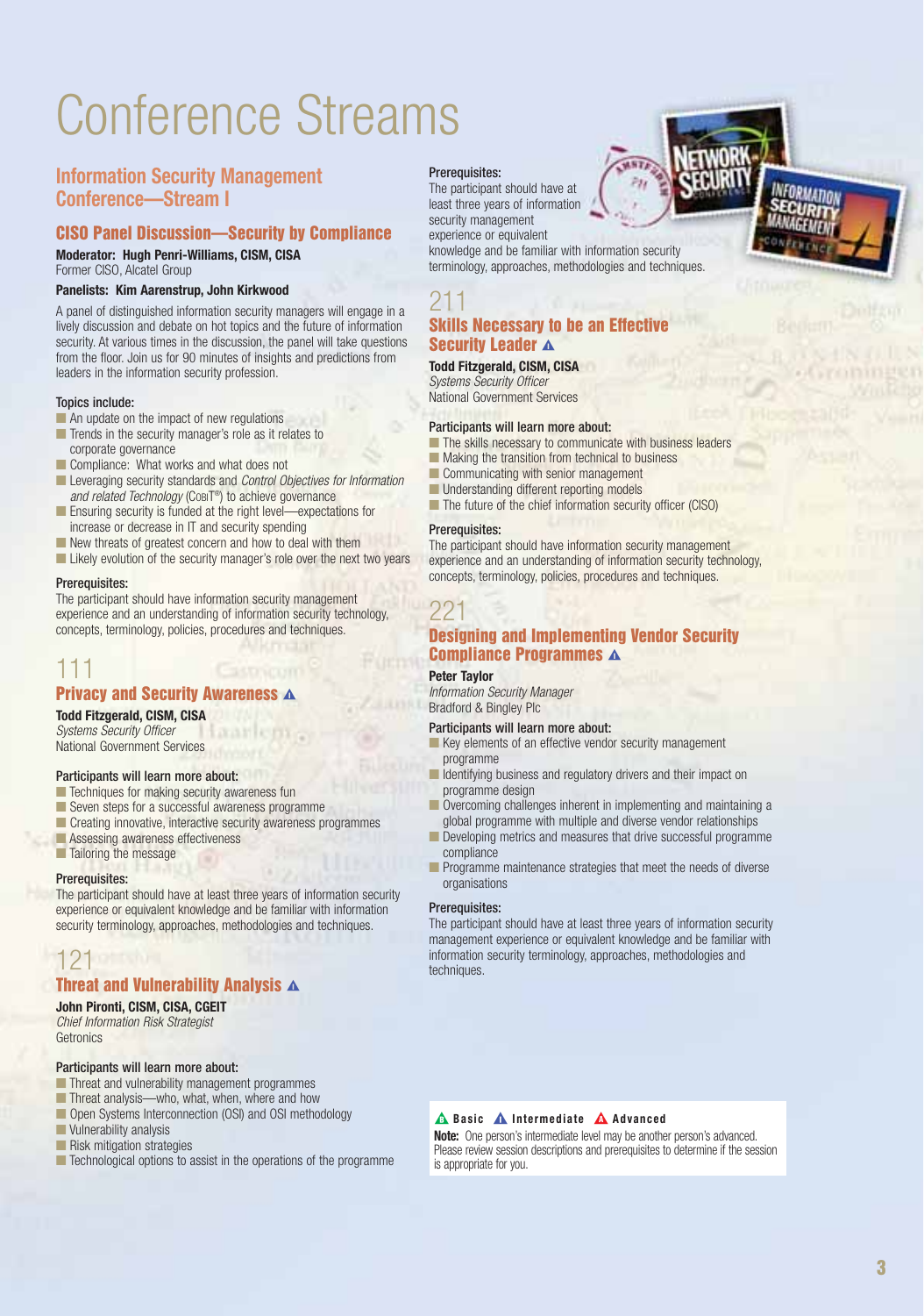# Conference Streams

## Information Security Management Conference—Stream I

### CISO Panel Discussion—Security by Compliance

**Moderator: Hugh Penri-Williams, CISM, CISA**
Former CISO, Alcatel Group

**Panelists: Kim Aarenstrup, John Kirkwood**

A panel of distinguished information security managers will engage in a lively discussion and debate on hot topics and the future of information security. At various times in the discussion, the panel will take questions from the floor. Join us for 90 minutes of insights and predictions from leaders in the information security profession.

**Topics include:**

- An update on the impact of new regulations
- Trends in the security manager's role as it relates to corporate governance
- Compliance: What works and what does not
- Leveraging security standards and *Control Objectives for Information and related Technology* (COBIT®) to achieve governance
- Ensuring security is funded at the right level—expectations for increase or decrease in IT and security spending
- New threats of greatest concern and how to deal with them
- Likely evolution of the security manager's role over the next two years

**Prerequisites:**
The participant should have information security management experience and an understanding of information security technology, concepts, terminology, policies, procedures and techniques.

### 111
### Privacy and Security Awareness ▲

**Todd Fitzgerald, CISM, CISA**
*Systems Security Officer*
National Government Services

**Participants will learn more about:**

- Techniques for making security awareness fun
- Seven steps for a successful awareness programme
- Creating innovative, interactive security awareness programmes
- Assessing awareness effectiveness
- Tailoring the message

**Prerequisites:**
The participant should have at least three years of information security experience or equivalent knowledge and be familiar with information security terminology, approaches, methodologies and techniques.

### 121
### Threat and Vulnerability Analysis ▲

**John Pironti, CISM, CISA, CGEIT**
*Chief Information Risk Strategist*
Getronics

**Participants will learn more about:**

- Threat and vulnerability management programmes
- Threat analysis—who, what, when, where and how
- Open Systems Interconnection (OSI) and OSI methodology
- Vulnerability analysis
- Risk mitigation strategies
- Technological options to assist in the operations of the programme

**Prerequisites:**
The participant should have at least three years of information security management experience or equivalent knowledge and be familiar with information security terminology, approaches, methodologies and techniques.

### 211
### Skills Necessary to be an Effective Security Leader ▲

**Todd Fitzgerald, CISM, CISA**
*Systems Security Officer*
National Government Services

**Participants will learn more about:**

- The skills necessary to communicate with business leaders
- Making the transition from technical to business
- Communicating with senior management
- Understanding different reporting models
- The future of the chief information security officer (CISO)

**Prerequisites:**
The participant should have information security management experience and an understanding of information security technology, concepts, terminology, policies, procedures and techniques.

### 221
### Designing and Implementing Vendor Security Compliance Programmes ▲

**Peter Taylor**
*Information Security Manager*
Bradford & Bingley Plc

**Participants will learn more about:**

- Key elements of an effective vendor security management programme
- Identifying business and regulatory drivers and their impact on programme design
- Overcoming challenges inherent in implementing and maintaining a global programme with multiple and diverse vendor relationships
- Developing metrics and measures that drive successful programme compliance
- Programme maintenance strategies that meet the needs of diverse organisations

**Prerequisites:**
The participant should have at least three years of information security management experience or equivalent knowledge and be familiar with information security terminology, approaches, methodologies and techniques.

▲ **Basic** ▲ **Intermediate** ▲ **Advanced**

**Note:** One person's intermediate level may be another person's advanced. Please review session descriptions and prerequisites to determine if the session is appropriate for you.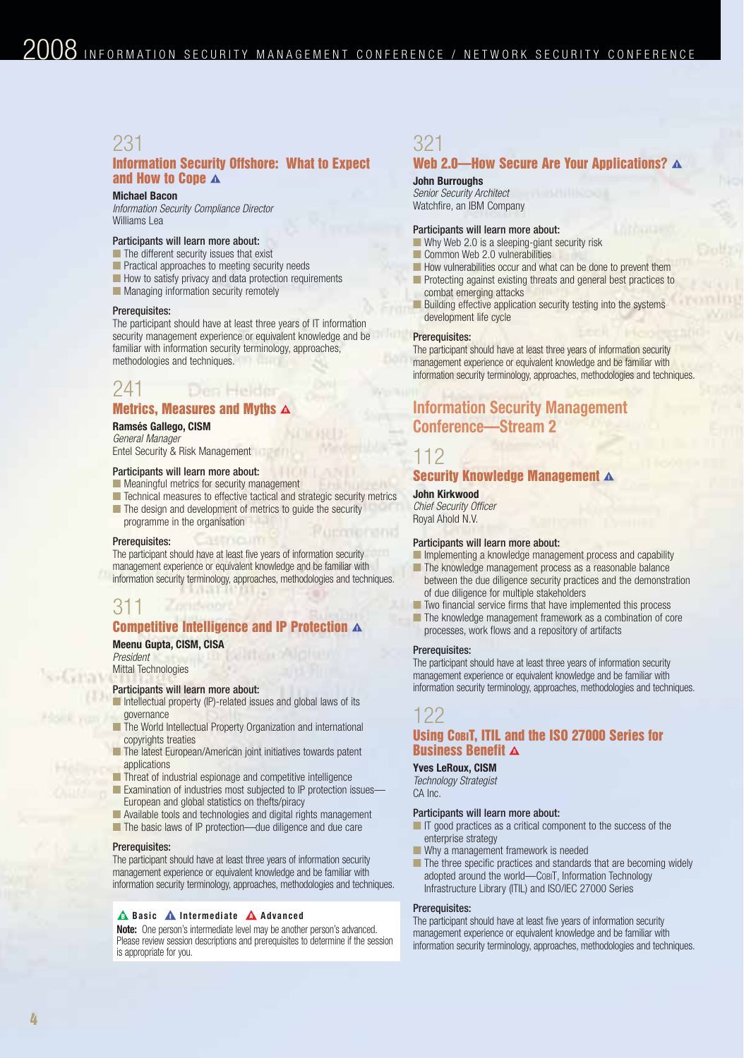## 231

### Information Security Offshore: What to Expect and How to Cope

**Michael Bacon**
*Information Security Compliance Director*
Williams Lea

**Participants will learn more about:**

- The different security issues that exist
- Practical approaches to meeting security needs
- How to satisfy privacy and data protection requirements
- Managing information security remotely

**Prerequisites:**
The participant should have at least three years of IT information security management experience or equivalent knowledge and be familiar with information security terminology, approaches, methodologies and techniques.

## 241

### Metrics, Measures and Myths

**Ramsés Gallego, CISM**
*General Manager*
Entel Security & Risk Management

**Participants will learn more about:**

- Meaningful metrics for security management
- Technical measures to effective tactical and strategic security metrics
- The design and development of metrics to guide the security programme in the organisation

**Prerequisites:**
The participant should have at least five years of information security management experience or equivalent knowledge and be familiar with information security terminology, approaches, methodologies and techniques.

## 311

### Competitive Intelligence and IP Protection

**Meenu Gupta, CISM, CISA**
*President*
Mittal Technologies

**Participants will learn more about:**

- Intellectual property (IP)-related issues and global laws of its governance
- The World Intellectual Property Organization and international copyrights treaties
- The latest European/American joint initiatives towards patent applications
- Threat of industrial espionage and competitive intelligence
- Examination of industries most subjected to IP protection issues—European and global statistics on thefts/piracy
- Available tools and technologies and digital rights management
- The basic laws of IP protection—due diligence and due care

**Prerequisites:**
The participant should have at least three years of information security management experience or equivalent knowledge and be familiar with information security terminology, approaches, methodologies and techniques.

**Basic** **Intermediate** **Advanced**

**Note:** One person's intermediate level may be another person's advanced. Please review session descriptions and prerequisites to determine if the session is appropriate for you.

## 321

### Web 2.0—How Secure Are Your Applications?

**John Burroughs**
*Senior Security Architect*
Watchfire, an IBM Company

**Participants will learn more about:**

- Why Web 2.0 is a sleeping-giant security risk
- Common Web 2.0 vulnerabilities
- How vulnerabilities occur and what can be done to prevent them
- Protecting against existing threats and general best practices to combat emerging attacks
- Building effective application security testing into the systems development life cycle

**Prerequisites:**
The participant should have at least three years of information security management experience or equivalent knowledge and be familiar with information security terminology, approaches, methodologies and techniques.

# Information Security Management Conference—Stream 2

## 112

### Security Knowledge Management

**John Kirkwood**
*Chief Security Officer*
Royal Ahold N.V.

**Participants will learn more about:**

- Implementing a knowledge management process and capability
- The knowledge management process as a reasonable balance between the due diligence security practices and the demonstration of due diligence for multiple stakeholders
- Two financial service firms that have implemented this process
- The knowledge management framework as a combination of core processes, work flows and a repository of artifacts

**Prerequisites:**
The participant should have at least three years of information security management experience or equivalent knowledge and be familiar with information security terminology, approaches, methodologies and techniques.

## 122

### Using CobiT, ITIL and the ISO 27000 Series for Business Benefit

**Yves LeRoux, CISM**
*Technology Strategist*
CA Inc.

**Participants will learn more about:**

- IT good practices as a critical component to the success of the enterprise strategy
- Why a management framework is needed
- The three specific practices and standards that are becoming widely adopted around the world—CobiT, Information Technology Infrastructure Library (ITIL) and ISO/IEC 27000 Series

**Prerequisites:**
The participant should have at least five years of information security management experience or equivalent knowledge and be familiar with information security terminology, approaches, methodologies and techniques.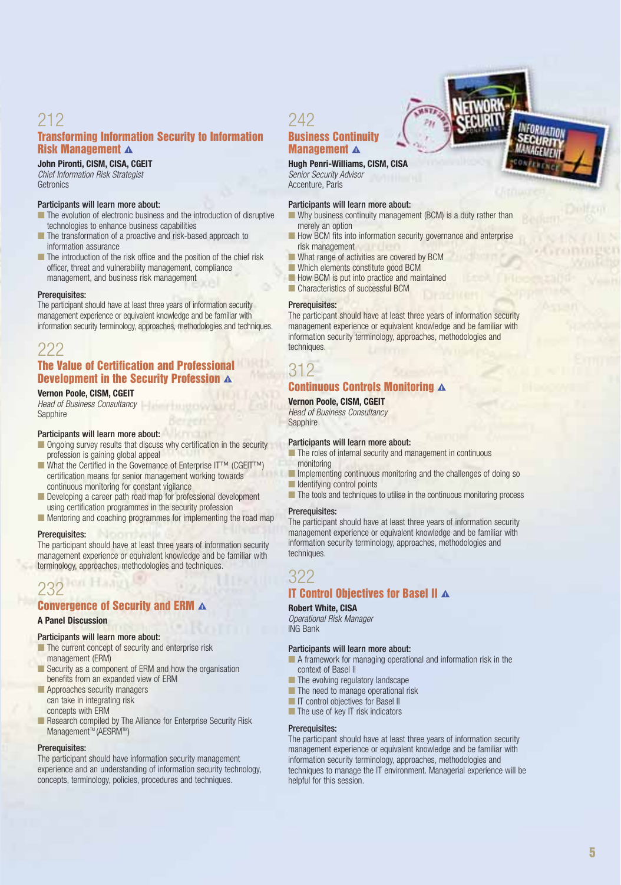## 212

### Transforming Information Security to Information Risk Management ▲

**John Pironti, CISM, CISA, CGEIT**
*Chief Information Risk Strategist*
Getronics

**Participants will learn more about:**

- The evolution of electronic business and the introduction of disruptive technologies to enhance business capabilities
- The transformation of a proactive and risk-based approach to information assurance
- The introduction of the risk office and the position of the chief risk officer, threat and vulnerability management, compliance management, and business risk management

**Prerequisites:**
The participant should have at least three years of information security management experience or equivalent knowledge and be familiar with information security terminology, approaches, methodologies and techniques.

## 222

### The Value of Certification and Professional Development in the Security Profession ▲

**Vernon Poole, CISM, CGEIT**
*Head of Business Consultancy*
Sapphire

**Participants will learn more about:**

- Ongoing survey results that discuss why certification in the security profession is gaining global appeal
- What the Certified in the Governance of Enterprise IT™ (CGEIT™) certification means for senior management working towards continuous monitoring for constant vigilance
- Developing a career path road map for professional development using certification programmes in the security profession
- Mentoring and coaching programmes for implementing the road map

**Prerequisites:**
The participant should have at least three years of information security management experience or equivalent knowledge and be familiar with terminology, approaches, methodologies and techniques.

## 232

### Convergence of Security and ERM ▲

**A Panel Discussion**

**Participants will learn more about:**

- The current concept of security and enterprise risk management (ERM)
- Security as a component of ERM and how the organisation benefits from an expanded view of ERM
- Approaches security managers can take in integrating risk concepts with ERM
- Research compiled by The Alliance for Enterprise Security Risk Management™ (AESRM™)

**Prerequisites:**
The participant should have information security management experience and an understanding of information security technology, concepts, terminology, policies, procedures and techniques.

## 242

### Business Continuity Management ▲

**Hugh Penri-Williams, CISM, CISA**
*Senior Security Advisor*
Accenture, Paris

**Participants will learn more about:**

- Why business continuity management (BCM) is a duty rather than merely an option
- How BCM fits into information security governance and enterprise risk management
- What range of activities are covered by BCM
- Which elements constitute good BCM
- How BCM is put into practice and maintained
- Characteristics of successful BCM

**Prerequisites:**
The participant should have at least three years of information security management experience or equivalent knowledge and be familiar with information security terminology, approaches, methodologies and techniques.

## 312

### Continuous Controls Monitoring ▲

**Vernon Poole, CISM, CGEIT**
*Head of Business Consultancy*
Sapphire

**Participants will learn more about:**

- The roles of internal security and management in continuous monitoring
- Implementing continuous monitoring and the challenges of doing so
- Identifying control points
- The tools and techniques to utilise in the continuous monitoring process

**Prerequisites:**
The participant should have at least three years of information security management experience or equivalent knowledge and be familiar with information security terminology, approaches, methodologies and techniques.

## 322

### IT Control Objectives for Basel II ▲

**Robert White, CISA**
*Operational Risk Manager*
ING Bank

**Participants will learn more about:**

- A framework for managing operational and information risk in the context of Basel II
- The evolving regulatory landscape
- The need to manage operational risk
- IT control objectives for Basel II
- The use of key IT risk indicators

**Prerequisites:**
The participant should have at least three years of information security management experience or equivalent knowledge and be familiar with information security terminology, approaches, methodologies and techniques to manage the IT environment. Managerial experience will be helpful for this session.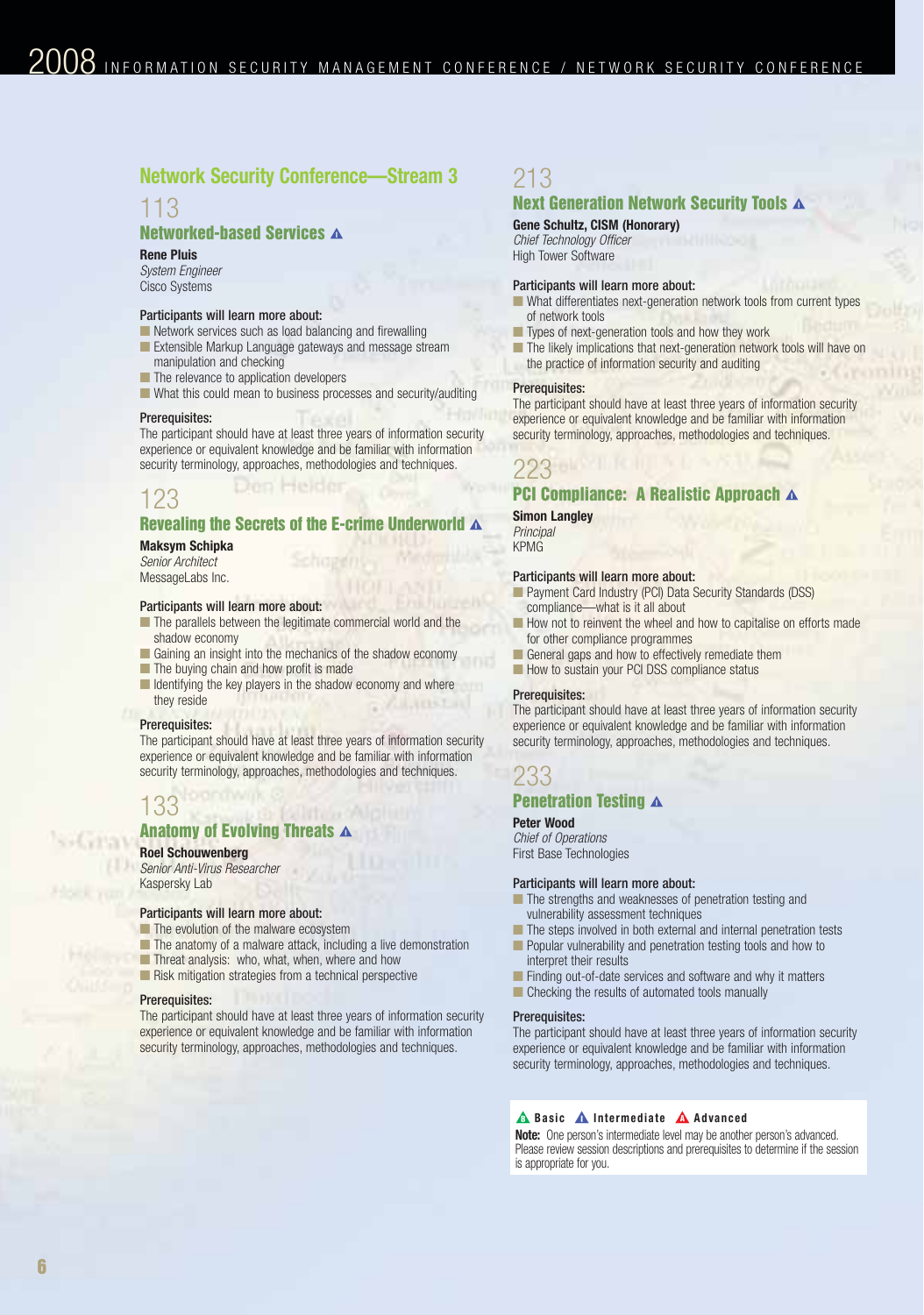## Network Security Conference—Stream 3

### 113

### Networked-based Services ▲

**Rene Pluis**
*System Engineer*
Cisco Systems

**Participants will learn more about:**

- Network services such as load balancing and firewalling
- Extensible Markup Language gateways and message stream manipulation and checking
- The relevance to application developers
- What this could mean to business processes and security/auditing

**Prerequisites:**
The participant should have at least three years of information security experience or equivalent knowledge and be familiar with information security terminology, approaches, methodologies and techniques.

### 123

### Revealing the Secrets of the E-crime Underworld ▲

**Maksym Schipka**
*Senior Architect*
MessageLabs Inc.

**Participants will learn more about:**

- The parallels between the legitimate commercial world and the shadow economy
- Gaining an insight into the mechanics of the shadow economy
- The buying chain and how profit is made
- Identifying the key players in the shadow economy and where they reside

**Prerequisites:**
The participant should have at least three years of information security experience or equivalent knowledge and be familiar with information security terminology, approaches, methodologies and techniques.

### 133

### Anatomy of Evolving Threats ▲

**Roel Schouwenberg**
*Senior Anti-Virus Researcher*
Kaspersky Lab

**Participants will learn more about:**

- The evolution of the malware ecosystem
- The anatomy of a malware attack, including a live demonstration
- Threat analysis: who, what, when, where and how
- Risk mitigation strategies from a technical perspective

**Prerequisites:**
The participant should have at least three years of information security experience or equivalent knowledge and be familiar with information security terminology, approaches, methodologies and techniques.

### 213

### Next Generation Network Security Tools ▲

**Gene Schultz, CISM (Honorary)**
*Chief Technology Officer*
High Tower Software

**Participants will learn more about:**

- What differentiates next-generation network tools from current types of network tools
- Types of next-generation tools and how they work
- The likely implications that next-generation network tools will have on the practice of information security and auditing

**Prerequisites:**
The participant should have at least three years of information security experience or equivalent knowledge and be familiar with information security terminology, approaches, methodologies and techniques.

### 223

### PCI Compliance: A Realistic Approach ▲

**Simon Langley**
*Principal*
KPMG

**Participants will learn more about:**

- Payment Card Industry (PCI) Data Security Standards (DSS) compliance—what is it all about
- How not to reinvent the wheel and how to capitalise on efforts made for other compliance programmes
- General gaps and how to effectively remediate them
- How to sustain your PCI DSS compliance status

**Prerequisites:**
The participant should have at least three years of information security experience or equivalent knowledge and be familiar with information security terminology, approaches, methodologies and techniques.

### 233

### Penetration Testing ▲

**Peter Wood**
*Chief of Operations*
First Base Technologies

**Participants will learn more about:**

- The strengths and weaknesses of penetration testing and vulnerability assessment techniques
- The steps involved in both external and internal penetration tests
- Popular vulnerability and penetration testing tools and how to interpret their results
- Finding out-of-date services and software and why it matters
- Checking the results of automated tools manually

**Prerequisites:**
The participant should have at least three years of information security experience or equivalent knowledge and be familiar with information security terminology, approaches, methodologies and techniques.

**B Basic** ▲ **Intermediate** ▲ **Advanced**

**Note:** One person's intermediate level may be another person's advanced. Please review session descriptions and prerequisites to determine if the session is appropriate for you.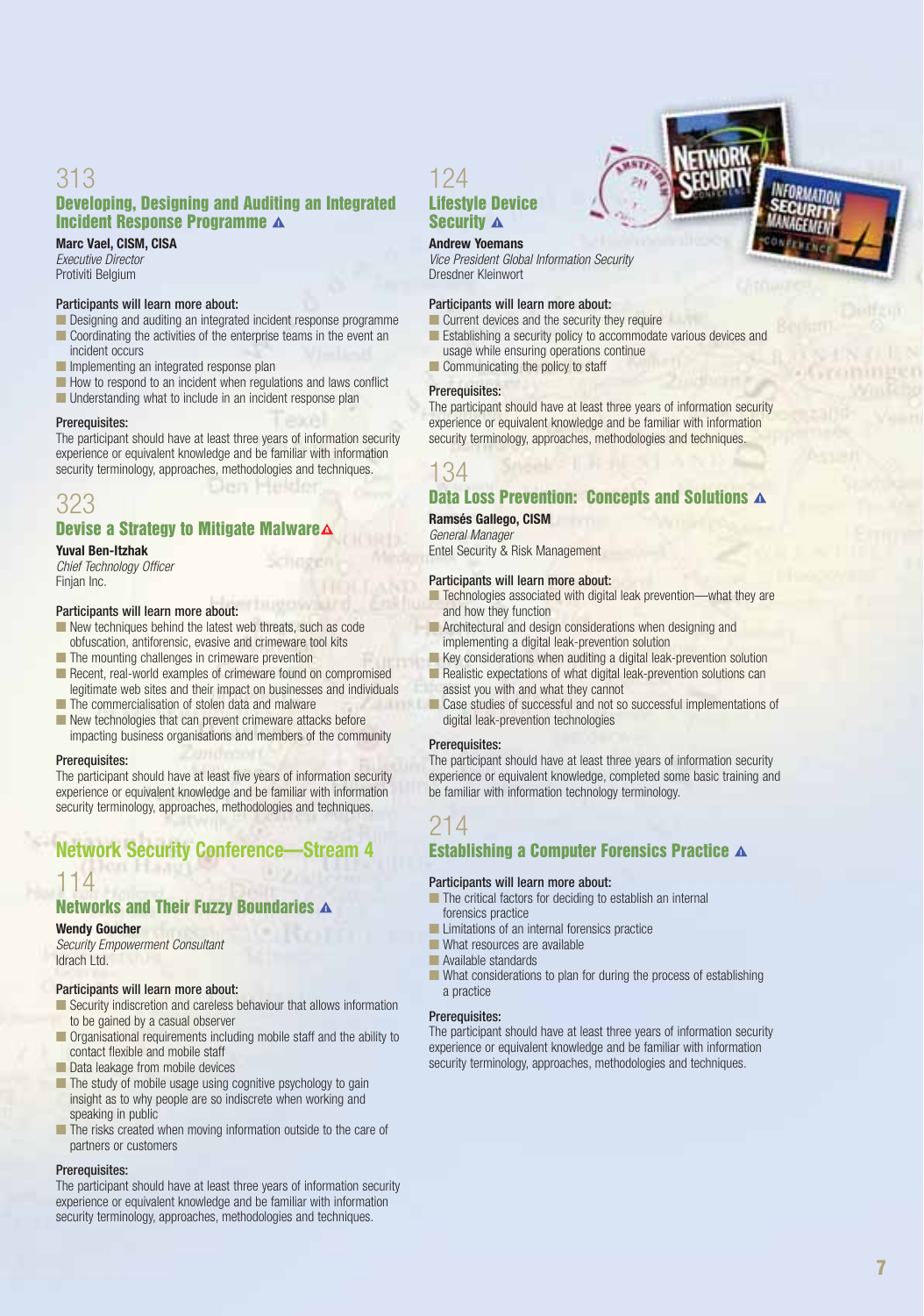## 313

### Developing, Designing and Auditing an Integrated Incident Response Programme ▲

**Marc Vael, CISM, CISA**
*Executive Director*
Protiviti Belgium

**Participants will learn more about:**

- Designing and auditing an integrated incident response programme
- Coordinating the activities of the enterprise teams in the event an incident occurs
- Implementing an integrated response plan
- How to respond to an incident when regulations and laws conflict
- Understanding what to include in an incident response plan

**Prerequisites:**

The participant should have at least three years of information security experience or equivalent knowledge and be familiar with information security terminology, approaches, methodologies and techniques.

## 323

### Devise a Strategy to Mitigate Malware ▲

**Yuval Ben-Itzhak**
*Chief Technology Officer*
Finjan Inc.

**Participants will learn more about:**

- New techniques behind the latest web threats, such as code obfuscation, antiforensic, evasive and crimeware tool kits
- The mounting challenges in crimeware prevention
- Recent, real-world examples of crimeware found on compromised legitimate web sites and their impact on businesses and individuals
- The commercialisation of stolen data and malware
- New technologies that can prevent crimeware attacks before impacting business organisations and members of the community

**Prerequisites:**

The participant should have at least five years of information security experience or equivalent knowledge and be familiar with information security terminology, approaches, methodologies and techniques.

# Network Security Conference—Stream 4

## 114

### Networks and Their Fuzzy Boundaries ▲

**Wendy Goucher**
*Security Empowerment Consultant*
Idrach Ltd.

**Participants will learn more about:**

- Security indiscretion and careless behaviour that allows information to be gained by a casual observer
- Organisational requirements including mobile staff and the ability to contact flexible and mobile staff
- Data leakage from mobile devices
- The study of mobile usage using cognitive psychology to gain insight as to why people are so indiscrete when working and speaking in public
- The risks created when moving information outside to the care of partners or customers

**Prerequisites:**

The participant should have at least three years of information security experience or equivalent knowledge and be familiar with information security terminology, approaches, methodologies and techniques.

## 124

### Lifestyle Device Security ▲

**Andrew Yoemans**
*Vice President Global Information Security*
Dresdner Kleinwort

**Participants will learn more about:**

- Current devices and the security they require
- Establishing a security policy to accommodate various devices and usage while ensuring operations continue
- Communicating the policy to staff

**Prerequisites:**

The participant should have at least three years of information security experience or equivalent knowledge and be familiar with information security terminology, approaches, methodologies and techniques.

## 134

### Data Loss Prevention: Concepts and Solutions ▲

**Ramsés Gallego, CISM**
*General Manager*
Entel Security & Risk Management

**Participants will learn more about:**

- Technologies associated with digital leak prevention—what they are and how they function
- Architectural and design considerations when designing and implementing a digital leak-prevention solution
- Key considerations when auditing a digital leak-prevention solution
- Realistic expectations of what digital leak-prevention solutions can assist you with and what they cannot
- Case studies of successful and not so successful implementations of digital leak-prevention technologies

**Prerequisites:**

The participant should have at least three years of information security experience or equivalent knowledge, completed some basic training and be familiar with information technology terminology.

## 214

### Establishing a Computer Forensics Practice ▲

**Participants will learn more about:**

- The critical factors for deciding to establish an internal forensics practice
- Limitations of an internal forensics practice
- What resources are available
- Available standards
- What considerations to plan for during the process of establishing a practice

**Prerequisites:**

The participant should have at least three years of information security experience or equivalent knowledge and be familiar with information security terminology, approaches, methodologies and techniques.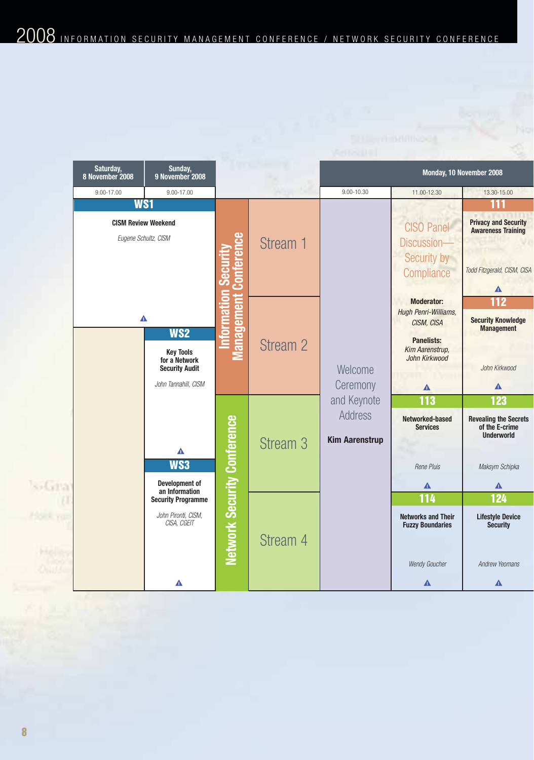# 2008 INFORMATION SECURITY MANAGEMENT CONFERENCE / NETWORK SECURITY CONFERENCE

| Saturday, 8 November 2008 | Sunday, 9 November 2008 | | | Monday, 10 November 2008 | | |
|---|---|---|---|---|---|---|
| 9.00-17.00 | 9.00-17.00 | | | 9.00-10.30 | 11.00-12.30 | 13.30-15.00 |
| **WS1** CISM Review Weekend *Eugene Schultz, CISM* | | Information Security Management Conference | Stream 1 | Welcome Ceremony and Keynote Address **Kim Aarenstrup** | CISO Panel Discussion—Security by Compliance **Moderator:** *Hugh Penri-Williams, CISM, CISA* **Panelists:** *Kim Aarenstrup, John Kirkwood* | **111** Privacy and Security Awareness Training *Todd Fitzgerald, CISM, CISA* |
| | **WS2** Key Tools for a Network Security Audit *John Tannahill, CISM* | | Stream 2 | | | **112** Security Knowledge Management *John Kirkwood* |
| | | Network Security Conference | Stream 3 | | **113** Networked-based Services *Rene Pluis* | **123** Revealing the Secrets of the E-crime Underworld *Maksym Schipka* |
| | **WS3** Development of an Information Security Programme *John Pironti, CISM, CISA, CGEIT* | | Stream 4 | | **114** Networks and Their Fuzzy Boundaries *Wendy Goucher* | **124** Lifestyle Device Security *Andrew Yeomans* |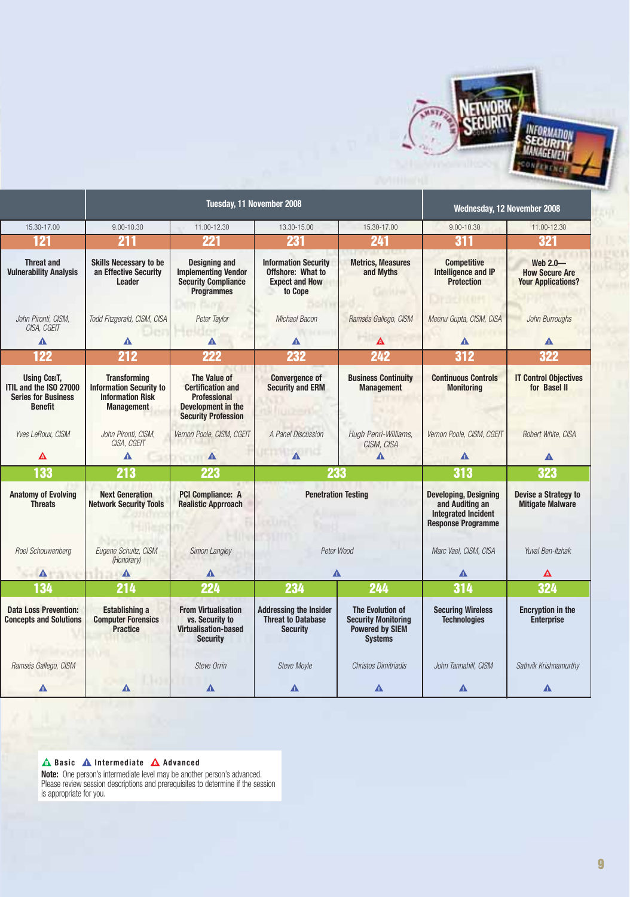| | Tuesday, 11 November 2008 | | | | Wednesday, 12 November 2008 | |
|---|---|---|---|---|---|---|
| 15.30-17.00 | 9.00-10.30 | 11.00-12.30 | 13.30-15.00 | 15.30-17.00 | 9.00-10.30 | 11.00-12.30 |
| **121** | **211** | **221** | **231** | **241** | **311** | **321** |
| **Threat and Vulnerability Analysis** | **Skills Necessary to be an Effective Security Leader** | **Designing and Implementing Vendor Security Compliance Programmes** | **Information Security Offshore: What to Expect and How to Cope** | **Metrics, Measures and Myths** | **Competitive Intelligence and IP Protection** | **Web 2.0—How Secure Are Your Applications?** |
| *John Pironti, CISM, CISA, CGEIT* | *Todd Fitzgerald, CISM, CISA* | *Peter Taylor* | *Michael Bacon* | *Ramsés Gallego, CISM* | *Meenu Gupta, CISM, CISA* | *John Burroughs* |
| Intermediate | Intermediate | Intermediate | Intermediate | Advanced | Intermediate | Intermediate |
| **122** | **212** | **222** | **232** | **242** | **312** | **322** |
| **Using CobiT, ITIL and the ISO 27000 Series for Business Benefit** | **Transforming Information Security to Information Risk Management** | **The Value of Certification and Professional Development in the Security Profession** | **Convergence of Security and ERM** | **Business Continuity Management** | **Continuous Controls Monitoring** | **IT Control Objectives for Basel II** |
| *Yves LeRoux, CISM* | *John Pironti, CISM, CISA, CGEIT* | *Vernon Poole, CISM, CGEIT* | *A Panel Discussion* | *Hugh Penri-Williams, CISM, CISA* | *Vernon Poole, CISM, CGEIT* | *Robert White, CISA* |
| Advanced | Intermediate | Intermediate | Intermediate | Intermediate | Intermediate | Intermediate |
| **133** | **213** | **223** | **233** | | **313** | **323** |
| **Anatomy of Evolving Threats** | **Next Generation Network Security Tools** | **PCI Compliance: A Realistic Apprroach** | **Penetration Testing** | | **Developing, Designing and Auditing an Integrated Incident Response Programme** | **Devise a Strategy to Mitigate Malware** |
| *Roel Schouwenberg* | *Eugene Schultz, CISM (Honorary)* | *Simon Langley* | *Peter Wood* | | *Marc Vael, CISM, CISA* | *Yuval Ben-Itzhak* |
| Intermediate | Intermediate | Intermediate | Intermediate | | Intermediate | Advanced |
| **134** | **214** | **224** | **234** | **244** | **314** | **324** |
| **Data Loss Prevention: Concepts and Solutions** | **Establishing a Computer Forensics Practice** | **From Virtualisation vs. Security to Virtualisation-based Security** | **Addressing the Insider Threat to Database Security** | **The Evolution of Security Monitoring Powered by SIEM Systems** | **Securing Wireless Technologies** | **Encryption in the Enterprise** |
| *Ramsés Gallego, CISM* | | *Steve Orrin* | *Steve Moyle* | *Christos Dimitriadis* | *John Tannahill, CISM* | *Sathvik Krishnamurthy* |
| Intermediate | Intermediate | Intermediate | Intermediate | Intermediate | Intermediate | Intermediate |

**B** Basic **I** Intermediate **A** Advanced

**Note:** One person's intermediate level may be another person's advanced. Please review session descriptions and prerequisites to determine if the session is appropriate for you.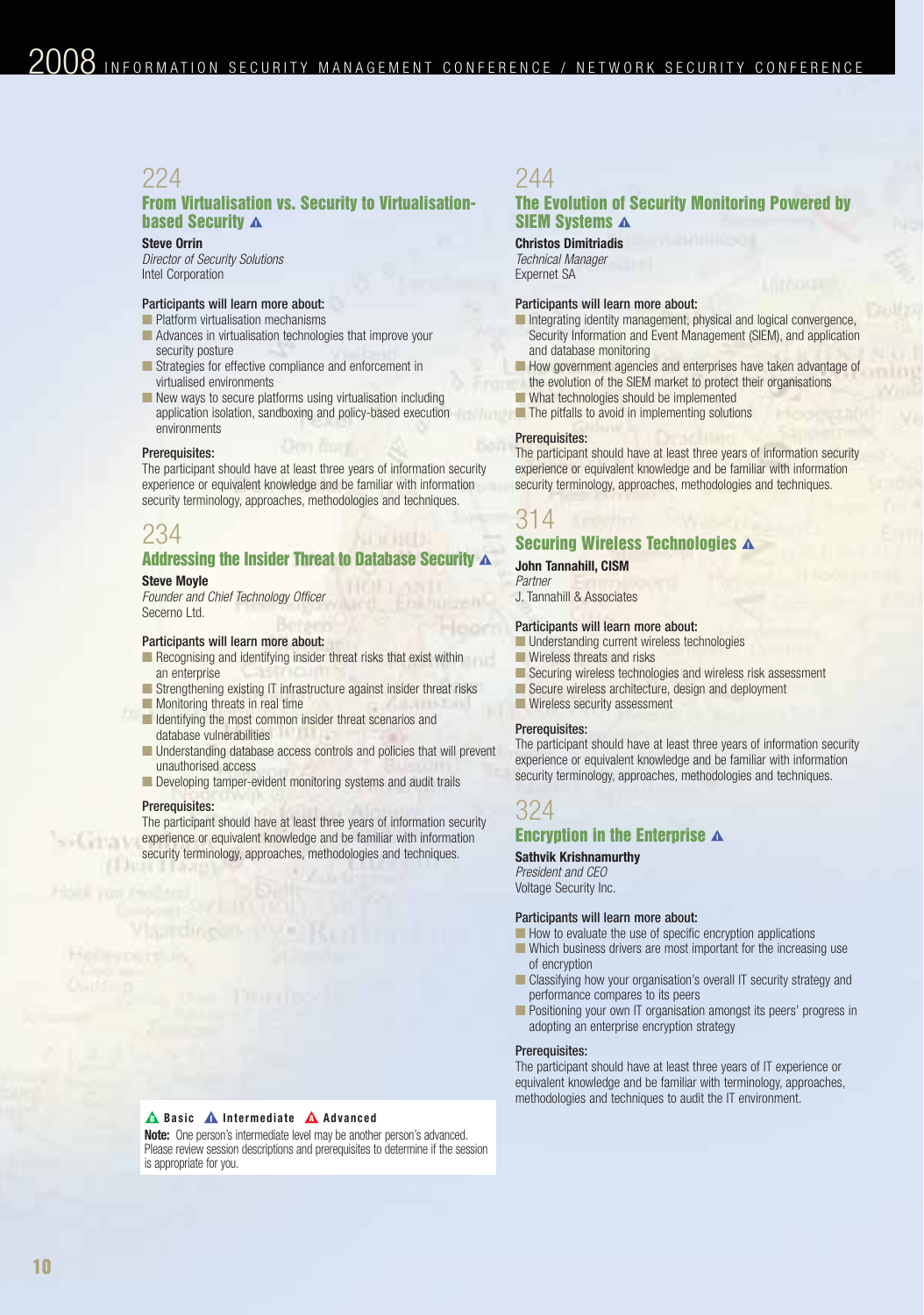## 224

### From Virtualisation vs. Security to Virtualisation-based Security ▲

**Steve Orrin**
*Director of Security Solutions*
Intel Corporation

**Participants will learn more about:**

- Platform virtualisation mechanisms
- Advances in virtualisation technologies that improve your security posture
- Strategies for effective compliance and enforcement in virtualised environments
- New ways to secure platforms using virtualisation including application isolation, sandboxing and policy-based execution environments

**Prerequisites:**
The participant should have at least three years of information security experience or equivalent knowledge and be familiar with information security terminology, approaches, methodologies and techniques.

## 234

### Addressing the Insider Threat to Database Security ▲

**Steve Moyle**
*Founder and Chief Technology Officer*
Secerno Ltd.

**Participants will learn more about:**

- Recognising and identifying insider threat risks that exist within an enterprise
- Strengthening existing IT infrastructure against insider threat risks
- Monitoring threats in real time
- Identifying the most common insider threat scenarios and database vulnerabilities
- Understanding database access controls and policies that will prevent unauthorised access
- Developing tamper-evident monitoring systems and audit trails

**Prerequisites:**
The participant should have at least three years of information security experience or equivalent knowledge and be familiar with information security terminology, approaches, methodologies and techniques.

## 244

### The Evolution of Security Monitoring Powered by SIEM Systems ▲

**Christos Dimitriadis**
*Technical Manager*
Expernet SA

**Participants will learn more about:**

- Integrating identity management, physical and logical convergence, Security Information and Event Management (SIEM), and application and database monitoring
- How government agencies and enterprises have taken advantage of the evolution of the SIEM market to protect their organisations
- What technologies should be implemented
- The pitfalls to avoid in implementing solutions

**Prerequisites:**
The participant should have at least three years of information security experience or equivalent knowledge and be familiar with information security terminology, approaches, methodologies and techniques.

## 314

### Securing Wireless Technologies ▲

**John Tannahill, CISM**
*Partner*
J. Tannahill & Associates

**Participants will learn more about:**

- Understanding current wireless technologies
- Wireless threats and risks
- Securing wireless technologies and wireless risk assessment
- Secure wireless architecture, design and deployment
- Wireless security assessment

**Prerequisites:**
The participant should have at least three years of information security experience or equivalent knowledge and be familiar with information security terminology, approaches, methodologies and techniques.

## 324

### Encryption in the Enterprise ▲

**Sathvik Krishnamurthy**
*President and CEO*
Voltage Security Inc.

**Participants will learn more about:**

- How to evaluate the use of specific encryption applications
- Which business drivers are most important for the increasing use of encryption
- Classifying how your organisation's overall IT security strategy and performance compares to its peers
- Positioning your own IT organisation amongst its peers' progress in adopting an enterprise encryption strategy

**Prerequisites:**
The participant should have at least three years of IT experience or equivalent knowledge and be familiar with terminology, approaches, methodologies and techniques to audit the IT environment.

▲ **Basic** ▲ **Intermediate** ▲ **Advanced**

**Note:** One person's intermediate level may be another person's advanced. Please review session descriptions and prerequisites to determine if the session is appropriate for you.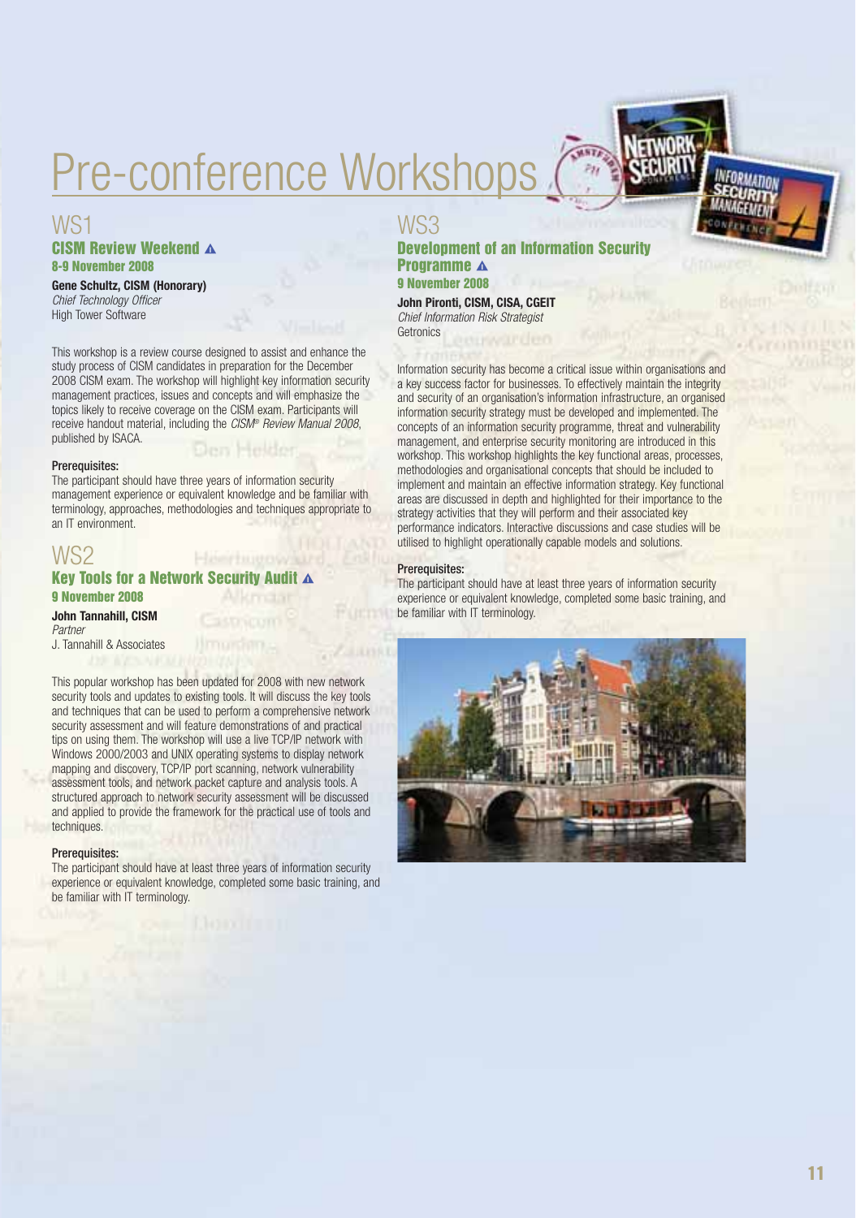# Pre-conference Workshops

## WS1

### CISM Review Weekend ▲

**8-9 November 2008**

**Gene Schultz, CISM (Honorary)**
*Chief Technology Officer*
High Tower Software

This workshop is a review course designed to assist and enhance the study process of CISM candidates in preparation for the December 2008 CISM exam. The workshop will highlight key information security management practices, issues and concepts and will emphasize the topics likely to receive coverage on the CISM exam. Participants will receive handout material, including the *CISM® Review Manual 2008*, published by ISACA.

**Prerequisites:**
The participant should have three years of information security management experience or equivalent knowledge and be familiar with terminology, approaches, methodologies and techniques appropriate to an IT environment.

## WS2

### Key Tools for a Network Security Audit ▲

**9 November 2008**

**John Tannahill, CISM**
*Partner*
J. Tannahill & Associates

This popular workshop has been updated for 2008 with new network security tools and updates to existing tools. It will discuss the key tools and techniques that can be used to perform a comprehensive network security assessment and will feature demonstrations of and practical tips on using them. The workshop will use a live TCP/IP network with Windows 2000/2003 and UNIX operating systems to display network mapping and discovery, TCP/IP port scanning, network vulnerability assessment tools, and network packet capture and analysis tools. A structured approach to network security assessment will be discussed and applied to provide the framework for the practical use of tools and techniques.

**Prerequisites:**
The participant should have at least three years of information security experience or equivalent knowledge, completed some basic training, and be familiar with IT terminology.

## WS3

### Development of an Information Security Programme ▲

**9 November 2008**

**John Pironti, CISM, CISA, CGEIT**
*Chief Information Risk Strategist*
Getronics

Information security has become a critical issue within organisations and a key success factor for businesses. To effectively maintain the integrity and security of an organisation's information infrastructure, an organised information security strategy must be developed and implemented. The concepts of an information security programme, threat and vulnerability management, and enterprise security monitoring are introduced in this workshop. This workshop highlights the key functional areas, processes, methodologies and organisational concepts that should be included to implement and maintain an effective information strategy. Key functional areas are discussed in depth and highlighted for their importance to the strategy activities that they will perform and their associated key performance indicators. Interactive discussions and case studies will be utilised to highlight operationally capable models and solutions.

**Prerequisites:**
The participant should have at least three years of information security experience or equivalent knowledge, completed some basic training, and be familiar with IT terminology.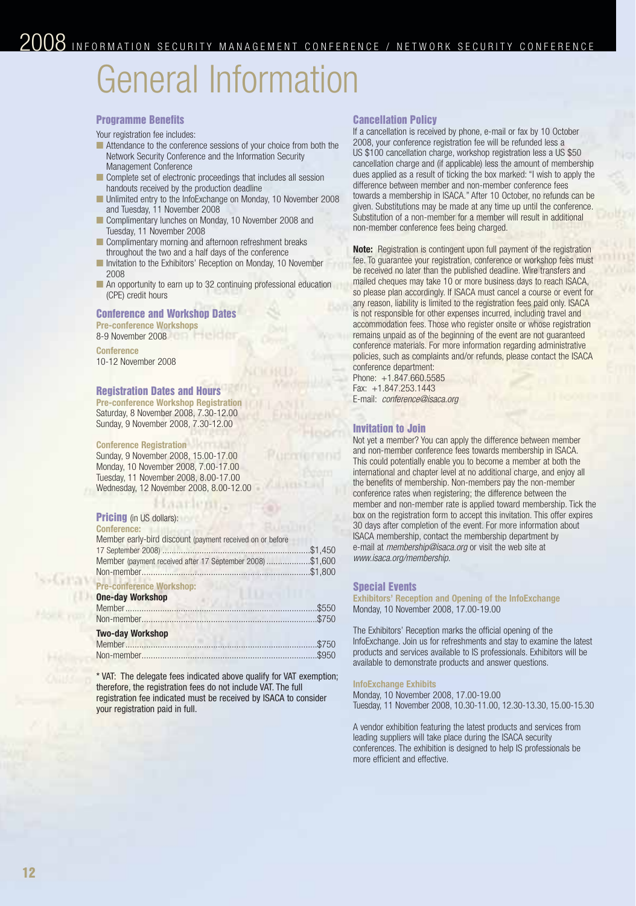# General Information

## Programme Benefits

Your registration fee includes:

- Attendance to the conference sessions of your choice from both the Network Security Conference and the Information Security Management Conference
- Complete set of electronic proceedings that includes all session handouts received by the production deadline
- Unlimited entry to the InfoExchange on Monday, 10 November 2008 and Tuesday, 11 November 2008
- Complimentary lunches on Monday, 10 November 2008 and Tuesday, 11 November 2008
- Complimentary morning and afternoon refreshment breaks throughout the two and a half days of the conference
- Invitation to the Exhibitors' Reception on Monday, 10 November 2008
- An opportunity to earn up to 32 continuing professional education (CPE) credit hours

## Conference and Workshop Dates

**Pre-conference Workshops**
8-9 November 2008

**Conference**
10-12 November 2008

## Registration Dates and Hours

**Pre-conference Workshop Registration**
Saturday, 8 November 2008, 7.30-12.00
Sunday, 9 November 2008, 7.30-12.00

**Conference Registration**
Sunday, 9 November 2008, 15.00-17.00
Monday, 10 November 2008, 7.00-17.00
Tuesday, 11 November 2008, 8.00-17.00
Wednesday, 12 November 2008, 8.00-12.00

## Pricing (in US dollars):

**Conference:**

| | |
|---|---|
| Member early-bird discount (payment received on or before 17 September 2008) | $1,450 |
| Member (payment received after 17 September 2008) | $1,600 |
| Non-member | $1,800 |

**Pre-conference Workshop:**

**One-day Workshop**

| | |
|---|---|
| Member | $550 |
| Non-member | $750 |

**Two-day Workshop**

| | |
|---|---|
| Member | $750 |
| Non-member | $950 |

* VAT: The delegate fees indicated above qualify for VAT exemption; therefore, the registration fees do not include VAT. The full registration fee indicated must be received by ISACA to consider your registration paid in full.

## Cancellation Policy

If a cancellation is received by phone, e-mail or fax by 10 October 2008, your conference registration fee will be refunded less a US $100 cancellation charge, workshop registration less a US $50 cancellation charge and (if applicable) less the amount of membership dues applied as a result of ticking the box marked: "I wish to apply the difference between member and non-member conference fees towards a membership in ISACA." After 10 October, no refunds can be given. Substitutions may be made at any time up until the conference. Substitution of a non-member for a member will result in additional non-member conference fees being charged.

**Note:** Registration is contingent upon full payment of the registration fee. To guarantee your registration, conference or workshop fees must be received no later than the published deadline. Wire transfers and mailed cheques may take 10 or more business days to reach ISACA, so please plan accordingly. If ISACA must cancel a course or event for any reason, liability is limited to the registration fees paid only. ISACA is not responsible for other expenses incurred, including travel and accommodation fees. Those who register onsite or whose registration remains unpaid as of the beginning of the event are not guaranteed conference materials. For more information regarding administrative policies, such as complaints and/or refunds, please contact the ISACA conference department:

Phone: +1.847.660.5585
Fax: +1.847.253.1443
E-mail: *conference@isaca.org*

## Invitation to Join

Not yet a member? You can apply the difference between member and non-member conference fees towards membership in ISACA. This could potentially enable you to become a member at both the international and chapter level at no additional charge, and enjoy all the benefits of membership. Non-members pay the non-member conference rates when registering; the difference between the member and non-member rate is applied toward membership. Tick the box on the registration form to accept this invitation. This offer expires 30 days after completion of the event. For more information about ISACA membership, contact the membership department by e-mail at *membership@isaca.org* or visit the web site at *www.isaca.org/membership.*

## Special Events

**Exhibitors' Reception and Opening of the InfoExchange**
Monday, 10 November 2008, 17.00-19.00

The Exhibitors' Reception marks the official opening of the InfoExchange. Join us for refreshments and stay to examine the latest products and services available to IS professionals. Exhibitors will be available to demonstrate products and answer questions.

**InfoExchange Exhibits**
Monday, 10 November 2008, 17.00-19.00
Tuesday, 11 November 2008, 10.30-11.00, 12.30-13.30, 15.00-15.30

A vendor exhibition featuring the latest products and services from leading suppliers will take place during the ISACA security conferences. The exhibition is designed to help IS professionals be more efficient and effective.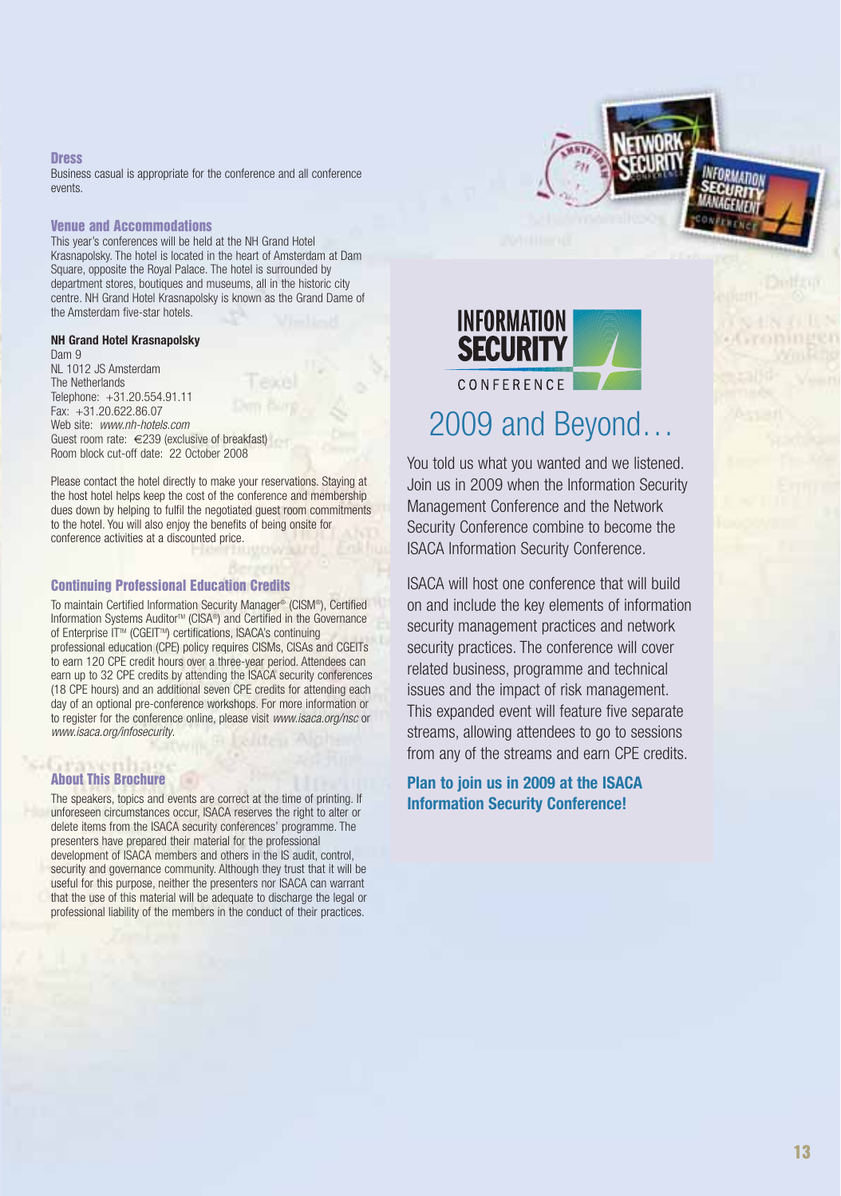## Dress

Business casual is appropriate for the conference and all conference events.

## Venue and Accommodations

This year's conferences will be held at the NH Grand Hotel Krasnapolsky. The hotel is located in the heart of Amsterdam at Dam Square, opposite the Royal Palace. The hotel is surrounded by department stores, boutiques and museums, all in the historic city centre. NH Grand Hotel Krasnapolsky is known as the Grand Dame of the Amsterdam five-star hotels.

**NH Grand Hotel Krasnapolsky**
Dam 9
NL 1012 JS Amsterdam
The Netherlands
Telephone: +31.20.554.91.11
Fax: +31.20.622.86.07
Web site: *www.nh-hotels.com*
Guest room rate: €239 (exclusive of breakfast)
Room block cut-off date: 22 October 2008

Please contact the hotel directly to make your reservations. Staying at the host hotel helps keep the cost of the conference and membership dues down by helping to fulfil the negotiated guest room commitments to the hotel. You will also enjoy the benefits of being onsite for conference activities at a discounted price.

## Continuing Professional Education Credits

To maintain Certified Information Security Manager® (CISM®), Certified Information Systems Auditor™ (CISA®) and Certified in the Governance of Enterprise IT™ (CGEIT™) certifications, ISACA's continuing professional education (CPE) policy requires CISMs, CISAs and CGEITs to earn 120 CPE credit hours over a three-year period. Attendees can earn up to 32 CPE credits by attending the ISACA security conferences (18 CPE hours) and an additional seven CPE credits for attending each day of an optional pre-conference workshops. For more information or to register for the conference online, please visit *www.isaca.org/nsc* or *www.isaca.org/infosecurity*.

## About This Brochure

The speakers, topics and events are correct at the time of printing. If unforeseen circumstances occur, ISACA reserves the right to alter or delete items from the ISACA security conferences' programme. The presenters have prepared their material for the professional development of ISACA members and others in the IS audit, control, security and governance community. Although they trust that it will be useful for this purpose, neither the presenters nor ISACA can warrant that the use of this material will be adequate to discharge the legal or professional liability of the members in the conduct of their practices.

INFORMATION SECURITY CONFERENCE

# 2009 and Beyond…

You told us what you wanted and we listened. Join us in 2009 when the Information Security Management Conference and the Network Security Conference combine to become the ISACA Information Security Conference.

ISACA will host one conference that will build on and include the key elements of information security management practices and network security practices. The conference will cover related business, programme and technical issues and the impact of risk management. This expanded event will feature five separate streams, allowing attendees to go to sessions from any of the streams and earn CPE credits.

**Plan to join us in 2009 at the ISACA Information Security Conference!**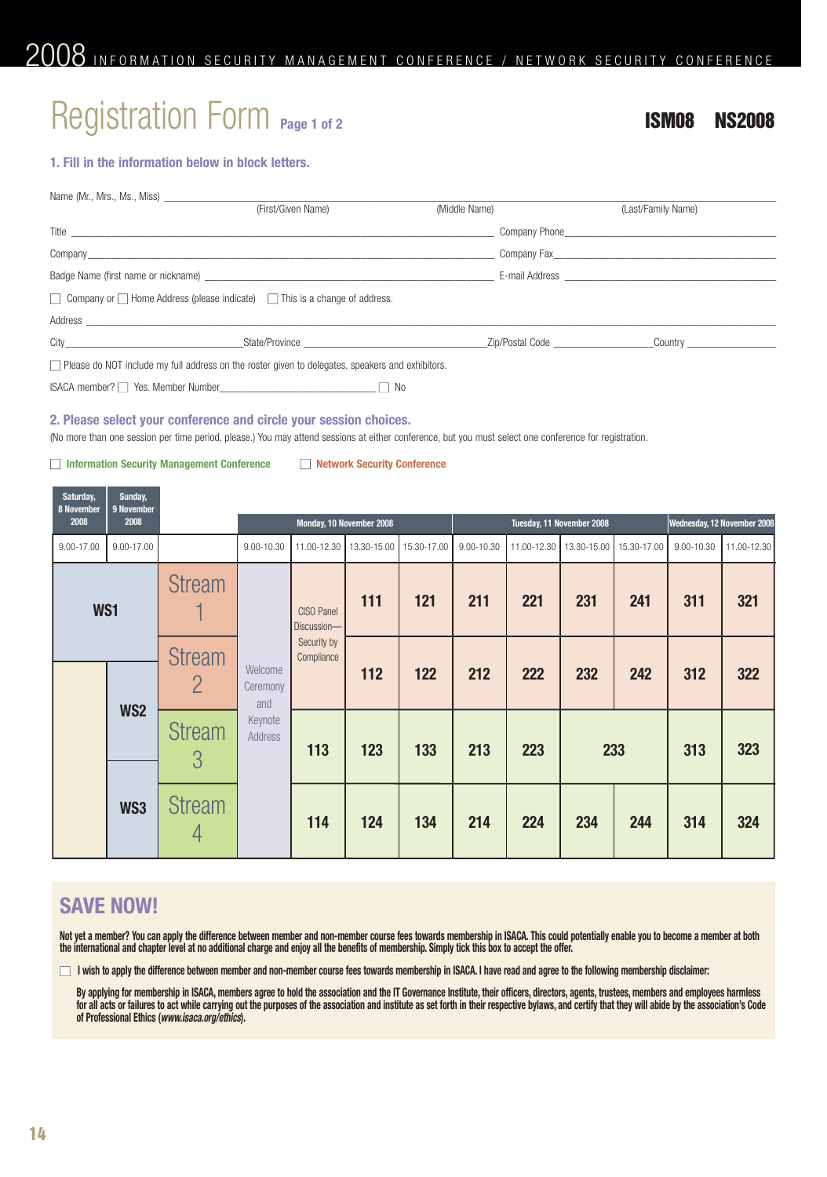2008 INFORMATION SECURITY MANAGEMENT CONFERENCE / NETWORK SECURITY CONFERENCE

# Registration Form Page 1 of 2

**ISM08 NS2008**

### 1. Fill in the information below in block letters.

Name (Mr., Mrs., Ms., Miss) ______________________________
(First/Given Name) (Middle Name) (Last/Family Name)

Title ______________________________ Company Phone ______________________________

Company ______________________________ Company Fax ______________________________

Badge Name (first name or nickname) ______________________________ E-mail Address ______________________________

☐ Company or ☐ Home Address (please indicate) ☐ This is a change of address.

Address ______________________________

City ______________ State/Province ______________ Zip/Postal Code ______________ Country ______________

☐ Please do NOT include my full address on the roster given to delegates, speakers and exhibitors.

ISACA member? ☐ Yes. Member Number ______________ ☐ No

### 2. Please select your conference and circle your session choices.

(No more than one session per time period, please.) You may attend sessions at either conference, but you must select one conference for registration.

☐ **Information Security Management Conference** ☐ **Network Security Conference**

| Saturday, 8 November 2008 | Sunday, 9 November 2008 | | Monday, 10 November 2008 | | | | Tuesday, 11 November 2008 | | | | Wednesday, 12 November 2008 | |
|---|---|---|---|---|---|---|---|---|---|---|---|---|
| 9.00-17.00 | 9.00-17.00 | | 9.00-10.30 | 11.00-12.30 | 13.30-15.00 | 15.30-17.00 | 9.00-10.30 | 11.00-12.30 | 13.30-15.00 | 15.30-17.00 | 9.00-10.30 | 11.00-12.30 |
| WS1 | WS1 | Stream 1 | Welcome Ceremony and Keynote Address | CISO Panel Discussion—Security by Compliance | 111 | 121 | 211 | 221 | 231 | 241 | 311 | 321 |
| | WS2 | Stream 2 | | | 112 | 122 | 212 | 222 | 232 | 242 | 312 | 322 |
| | WS2 | Stream 3 | | 113 | 123 | 133 | 213 | 223 | 233 | | 313 | 323 |
| | WS3 | Stream 4 | | 114 | 124 | 134 | 214 | 224 | 234 | 244 | 314 | 324 |

## SAVE NOW!

**Not yet a member? You can apply the difference between member and non-member course fees towards membership in ISACA. This could potentially enable you to become a member at both the international and chapter level at no additional charge and enjoy all the benefits of membership. Simply tick this box to accept the offer.**

☐ **I wish to apply the difference between member and non-member course fees towards membership in ISACA. I have read and agree to the following membership disclaimer:**

**By applying for membership in ISACA, members agree to hold the association and the IT Governance Institute, their officers, directors, agents, trustees, members and employees harmless for all acts or failures to act while carrying out the purposes of the association and institute as set forth in their respective bylaws, and certify that they will abide by the association's Code of Professional Ethics (*www.isaca.org/ethics*).**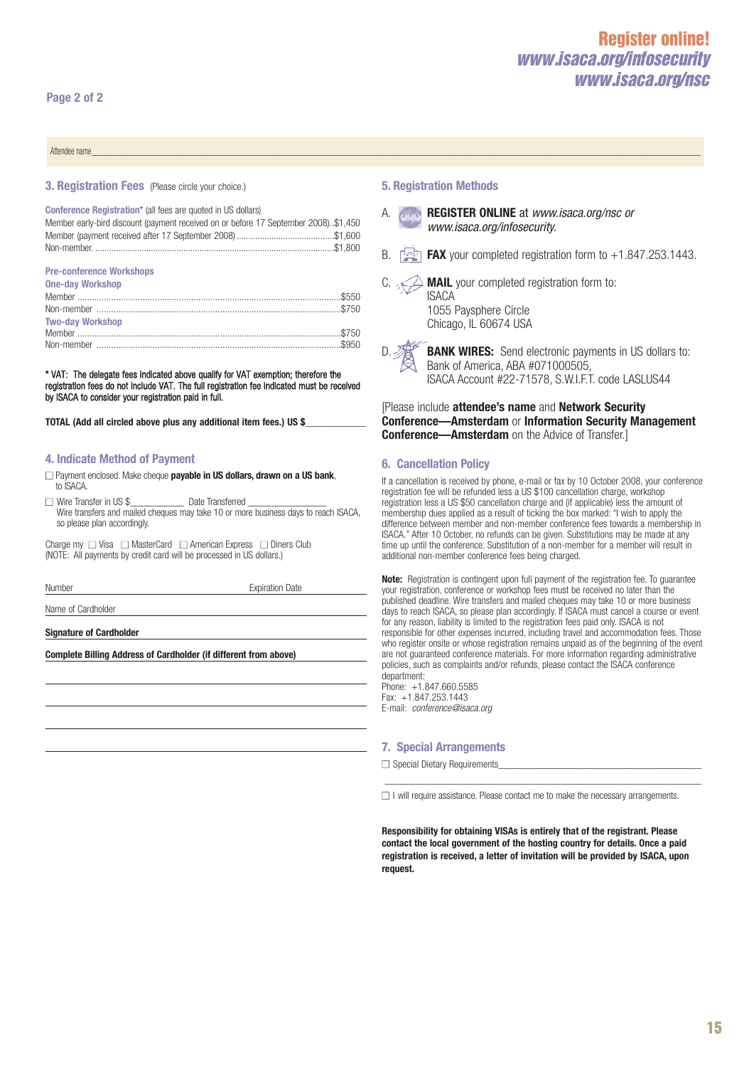Register online!
*www.isaca.org/infosecurity*
*www.isaca.org/nsc*

Attendee name_______________________________________________

### 3. Registration Fees (Please circle your choice.)

**Conference Registration*** (all fees are quoted in US dollars)

Member early-bird discount (payment received on or before 17 September 2008)..$1,450
Member (payment received after 17 September 2008) .......................................$1,600
Non-member. .......................................................................................$1,800

**Pre-conference Workshops**

**One-day Workshop**

Member ......................................................................................$550
Non-member ..............................................................................$750

**Two-day Workshop**

Member ......................................................................................$750
Non-member ..............................................................................$950

**\* VAT: The delegate fees indicated above qualify for VAT exemption; therefore the registration fees do not include VAT. The full registration fee indicated must be received by ISACA to consider your registration paid in full.**

**TOTAL (Add all circled above plus any additional item fees.) US $____________**

### 4. Indicate Method of Payment

☐ Payment enclosed. Make cheque **payable in US dollars, drawn on a US bank**, to ISACA.

☐ Wire Transfer in US $___________ Date Transferred ________________
Wire transfers and mailed cheques may take 10 or more business days to reach ISACA, so please plan accordingly.

Charge my ☐ Visa ☐ MasterCard ☐ American Express ☐ Diners Club
(NOTE: All payments by credit card will be processed in US dollars.)

Number ________________________ Expiration Date ________________

Name of Cardholder ________________________________________

**Signature of Cardholder** ________________________________________

**Complete Billing Address of Cardholder (if different from above)**

________________________________________

________________________________________

________________________________________

________________________________________

### 5. Registration Methods

A. **REGISTER ONLINE** at *www.isaca.org/nsc or www.isaca.org/infosecurity.*

B. **FAX** your completed registration form to +1.847.253.1443.

C. **MAIL** your completed registration form to:
ISACA
1055 Paysphere Circle
Chicago, IL 60674 USA

D. **BANK WIRES:** Send electronic payments in US dollars to:
Bank of America, ABA #071000505,
ISACA Account #22-71578, S.W.I.F.T. code LASLUS44

[Please include **attendee's name** and **Network Security Conference—Amsterdam** or **Information Security Management Conference—Amsterdam** on the Advice of Transfer.]

### 6. Cancellation Policy

If a cancellation is received by phone, e-mail or fax by 10 October 2008, your conference registration fee will be refunded less a US $100 cancellation charge, workshop registration less a US $50 cancellation charge and (if applicable) less the amount of membership dues applied as a result of ticking the box marked: "I wish to apply the difference between member and non-member conference fees towards a membership in ISACA." After 10 October, no refunds can be given. Substitutions may be made at any time up until the conference. Substitution of a non-member for a member will result in additional non-member conference fees being charged.

**Note:** Registration is contingent upon full payment of the registration fee. To guarantee your registration, conference or workshop fees must be received no later than the published deadline. Wire transfers and mailed cheques may take 10 or more business days to reach ISACA, so please plan accordingly. If ISACA must cancel a course or event for any reason, liability is limited to the registration fees paid only. ISACA is not responsible for other expenses incurred, including travel and accommodation fees. Those who register onsite or whose registration remains unpaid as of the beginning of the event are not guaranteed conference materials. For more information regarding administrative policies, such as complaints and/or refunds, please contact the ISACA conference department:
Phone: +1.847.660.5585
Fax: +1.847.253.1443
E-mail: *conference@isaca.org*

### 7. Special Arrangements

☐ Special Dietary Requirements________________________________________

________________________________________

☐ I will require assistance. Please contact me to make the necessary arrangements.

**Responsibility for obtaining VISAs is entirely that of the registrant. Please contact the local government of the hosting country for details. Once a paid registration is received, a letter of invitation will be provided by ISACA, upon request.**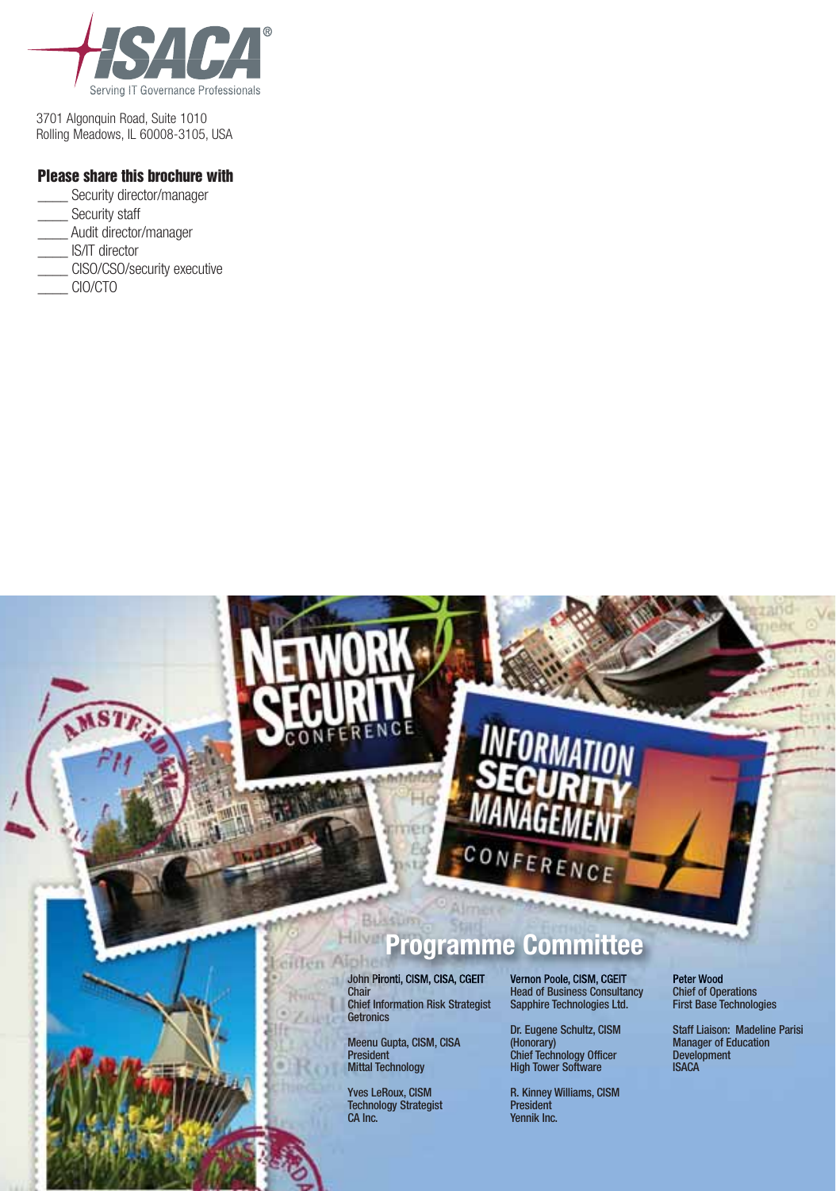ISACA®

Serving IT Governance Professionals

3701 Algonquin Road, Suite 1010
Rolling Meadows, IL 60008-3105, USA

**Please share this brochure with**

____ Security director/manager
____ Security staff
____ Audit director/manager
____ IS/IT director
____ CISO/CSO/security executive
____ CIO/CTO

NETWORK SECURITY CONFERENCE

INFORMATION SECURITY MANAGEMENT CONFERENCE

## Programme Committee

John Pironti, CISM, CISA, CGEIT
Chair
Chief Information Risk Strategist
Getronics

Meenu Gupta, CISM, CISA
President
Mittal Technology

Yves LeRoux, CISM
Technology Strategist
CA Inc.

Vernon Poole, CISM, CGEIT
Head of Business Consultancy
Sapphire Technologies Ltd.

Dr. Eugene Schultz, CISM
(Honorary)
Chief Technology Officer
High Tower Software

R. Kinney Williams, CISM
President
Yennik Inc.

Peter Wood
Chief of Operations
First Base Technologies

Staff Liaison: Madeline Parisi
Manager of Education Development
ISACA